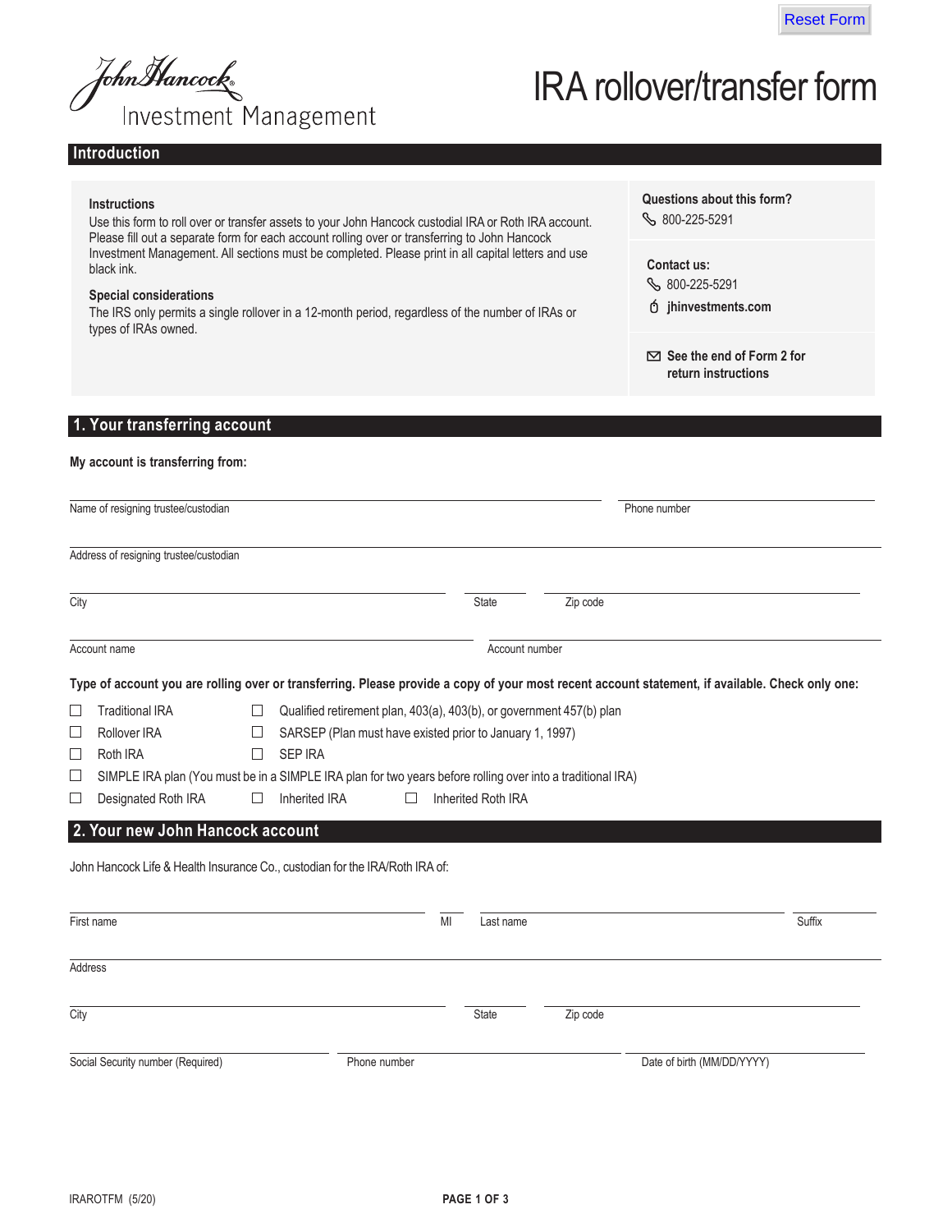John Hancock Investment Management

# IRA rollover/transfer form

## Introduction

### Instructions

Use this form to roll over or transfer assets to your John Hancock custodial IRA or Roth IRA account. Please fill out a separate form for each account rolling over or transferring to John Hancock Investment Management. All sections must be completed. Please print in all capital letters and use black ink.

### Special considerations

The IRS only permits a single rollover in a 12-month period, regardless of the number of IRAs or types of IRAs owned.

**Questions about this form?**
800-225-5291

**Contact us:**
800-225-5291
**jhinvestments.com**

**See the end of Form 2 for return instructions**

## 1. Your transferring account

**My account is transferring from:**

Name of resigning trustee/custodian ____________________ Phone number ____________________

Address of resigning trustee/custodian ____________________

City ____________________ State ________ Zip code ____________

Account name ____________________ Account number ____________________

**Type of account you are rolling over or transferring. Please provide a copy of your most recent account statement, if available. Check only one:**

- ☐ Traditional IRA
- ☐ Qualified retirement plan, 403(a), 403(b), or government 457(b) plan
- ☐ Rollover IRA
- ☐ SARSEP (Plan must have existed prior to January 1, 1997)
- ☐ Roth IRA
- ☐ SEP IRA
- ☐ SIMPLE IRA plan (You must be in a SIMPLE IRA plan for two years before rolling over into a traditional IRA)
- ☐ Designated Roth IRA
- ☐ Inherited IRA
- ☐ Inherited Roth IRA

## 2. Your new John Hancock account

John Hancock Life & Health Insurance Co., custodian for the IRA/Roth IRA of:

First name ____________________ MI ____ Last name ____________________ Suffix ________

Address ____________________

City ____________________ State ________ Zip code ____________

Social Security number (Required) ____________________ Phone number ____________________ Date of birth (MM/DD/YYYY) ____________________

IRAROTFM (5/20)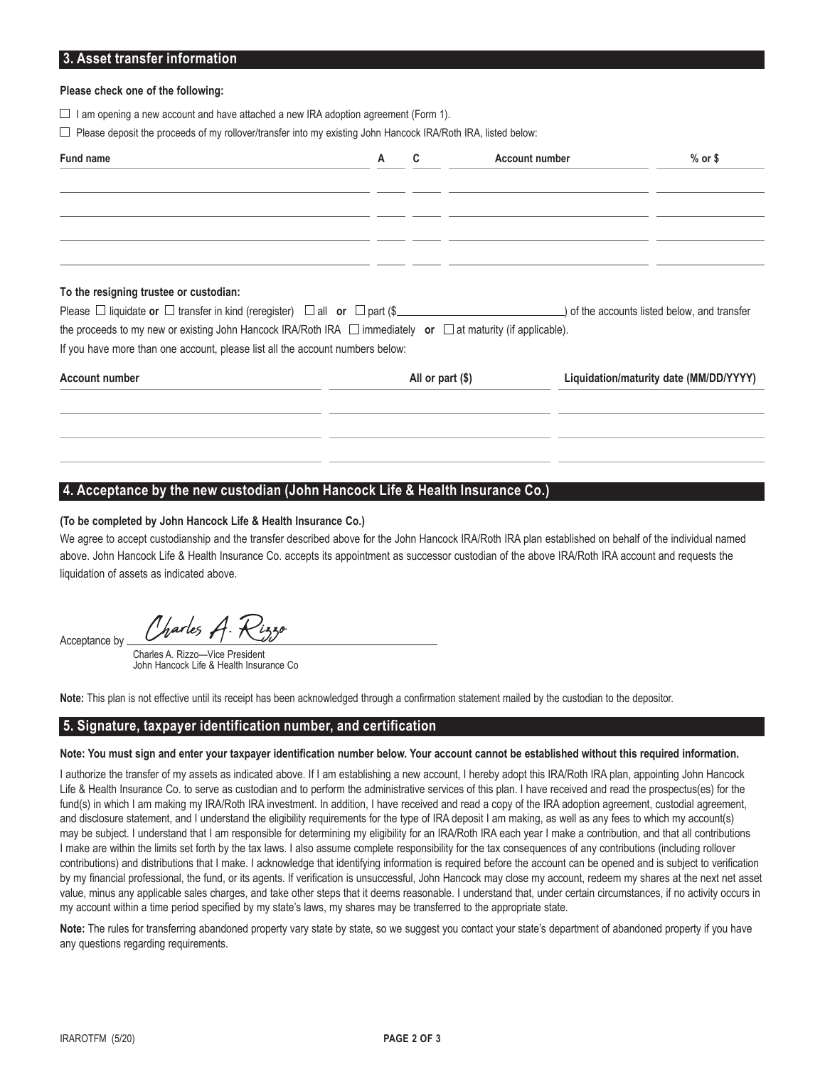## 3. Asset transfer information

**Please check one of the following:**

☐ I am opening a new account and have attached a new IRA adoption agreement (Form 1).

☐ Please deposit the proceeds of my rollover/transfer into my existing John Hancock IRA/Roth IRA, listed below:

| Fund name | A | C | Account number | % or $ |
|---|---|---|---|---|
| | | | | |
| | | | | |
| | | | | |
| | | | | |

**To the resigning trustee or custodian:**

Please ☐ liquidate **or** ☐ transfer in kind (reregister) ☐ all **or** ☐ part ($________________) of the accounts listed below, and transfer the proceeds to my new or existing John Hancock IRA/Roth IRA ☐ immediately **or** ☐ at maturity (if applicable).

If you have more than one account, please list all the account numbers below:

| Account number | All or part ($) | Liquidation/maturity date (MM/DD/YYYY) |
|---|---|---|
| | | |
| | | |
| | | |

## 4. Acceptance by the new custodian (John Hancock Life & Health Insurance Co.)

**(To be completed by John Hancock Life & Health Insurance Co.)**

We agree to accept custodianship and the transfer described above for the John Hancock IRA/Roth IRA plan established on behalf of the individual named above. John Hancock Life & Health Insurance Co. accepts its appointment as successor custodian of the above IRA/Roth IRA account and requests the liquidation of assets as indicated above.

Acceptance by *Charles A. Rizzo*

Charles A. Rizzo—Vice President
John Hancock Life & Health Insurance Co

**Note:** This plan is not effective until its receipt has been acknowledged through a confirmation statement mailed by the custodian to the depositor.

## 5. Signature, taxpayer identification number, and certification

**Note: You must sign and enter your taxpayer identification number below. Your account cannot be established without this required information.**

I authorize the transfer of my assets as indicated above. If I am establishing a new account, I hereby adopt this IRA/Roth IRA plan, appointing John Hancock Life & Health Insurance Co. to serve as custodian and to perform the administrative services of this plan. I have received and read the prospectus(es) for the fund(s) in which I am making my IRA/Roth IRA investment. In addition, I have received and read a copy of the IRA adoption agreement, custodial agreement, and disclosure statement, and I understand the eligibility requirements for the type of IRA deposit I am making, as well as any fees to which my account(s) may be subject. I understand that I am responsible for determining my eligibility for an IRA/Roth IRA each year I make a contribution, and that all contributions I make are within the limits set forth by the tax laws. I also assume complete responsibility for the tax consequences of any contributions (including rollover contributions) and distributions that I make. I acknowledge that identifying information is required before the account can be opened and is subject to verification by my financial professional, the fund, or its agents. If verification is unsuccessful, John Hancock may close my account, redeem my shares at the next net asset value, minus any applicable sales charges, and take other steps that it deems reasonable. I understand that, under certain circumstances, if no activity occurs in my account within a time period specified by my state's laws, my shares may be transferred to the appropriate state.

**Note:** The rules for transferring abandoned property vary state by state, so we suggest you contact your state's department of abandoned property if you have any questions regarding requirements.

IRAROTFM (5/20)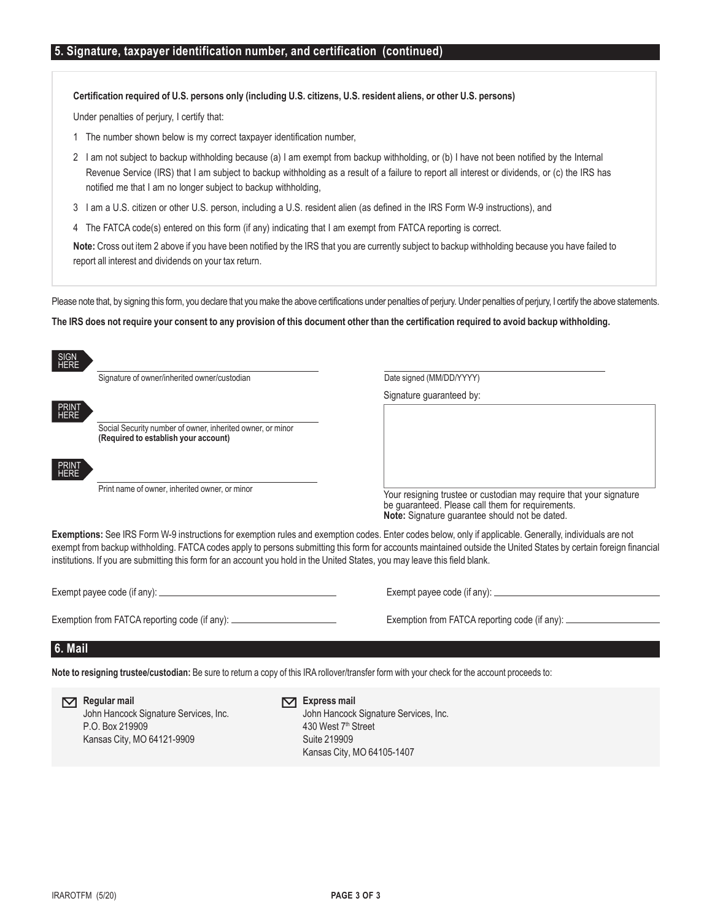## 5. Signature, taxpayer identification number, and certification (continued)

**Certification required of U.S. persons only (including U.S. citizens, U.S. resident aliens, or other U.S. persons)**

Under penalties of perjury, I certify that:

1. The number shown below is my correct taxpayer identification number,
2. I am not subject to backup withholding because (a) I am exempt from backup withholding, or (b) I have not been notified by the Internal Revenue Service (IRS) that I am subject to backup withholding as a result of a failure to report all interest or dividends, or (c) the IRS has notified me that I am no longer subject to backup withholding,
3. I am a U.S. citizen or other U.S. person, including a U.S. resident alien (as defined in the IRS Form W-9 instructions), and
4. The FATCA code(s) entered on this form (if any) indicating that I am exempt from FATCA reporting is correct.

**Note:** Cross out item 2 above if you have been notified by the IRS that you are currently subject to backup withholding because you have failed to report all interest and dividends on your tax return.

Please note that, by signing this form, you declare that you make the above certifications under penalties of perjury. Under penalties of perjury, I certify the above statements.

**The IRS does not require your consent to any provision of this document other than the certification required to avoid backup withholding.**

SIGN HERE ______________________________
Signature of owner/inherited owner/custodian

Date signed (MM/DD/YYYY) ______________________________

PRINT HERE ______________________________
Social Security number of owner, inherited owner, or minor
**(Required to establish your account)**

PRINT HERE ______________________________
Print name of owner, inherited owner, or minor

Signature guaranteed by:

Your resigning trustee or custodian may require that your signature be guaranteed. Please call them for requirements.
**Note:** Signature guarantee should not be dated.

**Exemptions:** See IRS Form W-9 instructions for exemption rules and exemption codes. Enter codes below, only if applicable. Generally, individuals are not exempt from backup withholding. FATCA codes apply to persons submitting this form for accounts maintained outside the United States by certain foreign financial institutions. If you are submitting this form for an account you hold in the United States, you may leave this field blank.

Exempt payee code (if any): ______________________________

Exempt payee code (if any): ______________________________

Exemption from FATCA reporting code (if any): ______________________________

Exemption from FATCA reporting code (if any): ______________________________

## 6. Mail

**Note to resigning trustee/custodian:** Be sure to return a copy of this IRA rollover/transfer form with your check for the account proceeds to:

**Regular mail**
John Hancock Signature Services, Inc.
P.O. Box 219909
Kansas City, MO 64121-9909

**Express mail**
John Hancock Signature Services, Inc.
430 West 7th Street
Suite 219909
Kansas City, MO 64105-1407

IRAROTFM (5/20)